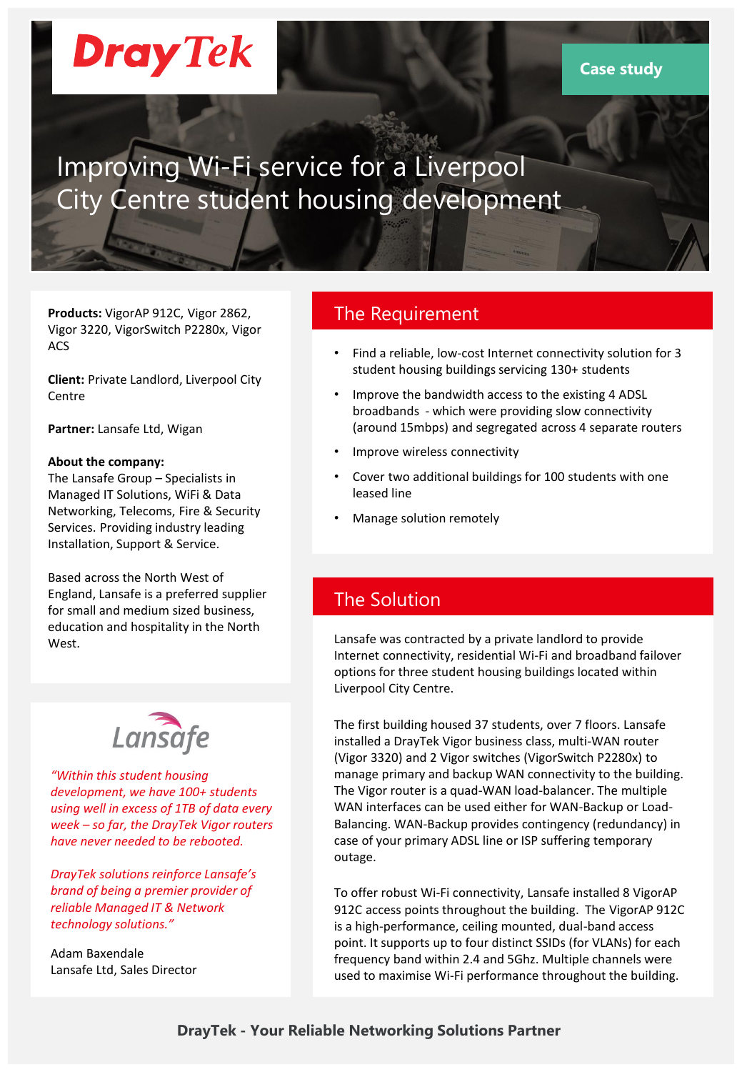DrayTek

Case study

# Improving Wi-Fi service for a Liverpool City Centre student housing development

**Products:** VigorAP 912C, Vigor 2862, Vigor 3220, VigorSwitch P2280x, Vigor ACS

**Client:** Private Landlord, Liverpool City Centre

**Partner:** Lansafe Ltd, Wigan

**About the company:**
The Lansafe Group – Specialists in Managed IT Solutions, WiFi & Data Networking, Telecoms, Fire & Security Services. Providing industry leading Installation, Support & Service.

Based across the North West of England, Lansafe is a preferred supplier for small and medium sized business, education and hospitality in the North West.

Lansafe

*"Within this student housing development, we have 100+ students using well in excess of 1TB of data every week – so far, the DrayTek Vigor routers have never needed to be rebooted.*

*DrayTek solutions reinforce Lansafe's brand of being a premier provider of reliable Managed IT & Network technology solutions."*

Adam Baxendale
Lansafe Ltd, Sales Director

## The Requirement

- Find a reliable, low-cost Internet connectivity solution for 3 student housing buildings servicing 130+ students
- Improve the bandwidth access to the existing 4 ADSL broadbands - which were providing slow connectivity (around 15mbps) and segregated across 4 separate routers
- Improve wireless connectivity
- Cover two additional buildings for 100 students with one leased line
- Manage solution remotely

## The Solution

Lansafe was contracted by a private landlord to provide Internet connectivity, residential Wi-Fi and broadband failover options for three student housing buildings located within Liverpool City Centre.

The first building housed 37 students, over 7 floors. Lansafe installed a DrayTek Vigor business class, multi-WAN router (Vigor 3320) and 2 Vigor switches (VigorSwitch P2280x) to manage primary and backup WAN connectivity to the building. The Vigor router is a quad-WAN load-balancer. The multiple WAN interfaces can be used either for WAN-Backup or Load-Balancing. WAN-Backup provides contingency (redundancy) in case of your primary ADSL line or ISP suffering temporary outage.

To offer robust Wi-Fi connectivity, Lansafe installed 8 VigorAP 912C access points throughout the building. The VigorAP 912C is a high-performance, ceiling mounted, dual-band access point. It supports up to four distinct SSIDs (for VLANs) for each frequency band within 2.4 and 5Ghz. Multiple channels were used to maximise Wi-Fi performance throughout the building.

**DrayTek - Your Reliable Networking Solutions Partner**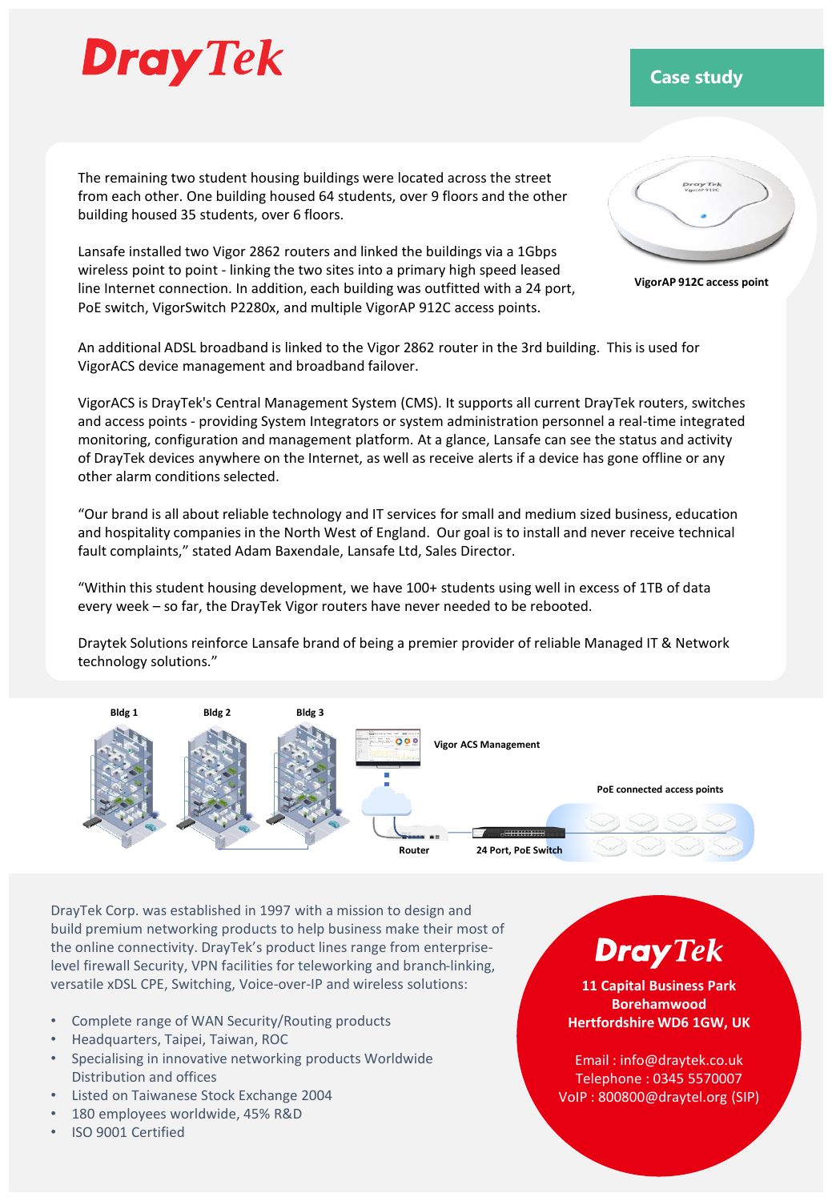# DrayTek

**Case study**

The remaining two student housing buildings were located across the street from each other. One building housed 64 students, over 9 floors and the other building housed 35 students, over 6 floors.

Lansafe installed two Vigor 2862 routers and linked the buildings via a 1Gbps wireless point to point - linking the two sites into a primary high speed leased line Internet connection. In addition, each building was outfitted with a 24 port, PoE switch, VigorSwitch P2280x, and multiple VigorAP 912C access points.

**VigorAP 912C access point**

An additional ADSL broadband is linked to the Vigor 2862 router in the 3rd building. This is used for VigorACS device management and broadband failover.

VigorACS is DrayTek's Central Management System (CMS). It supports all current DrayTek routers, switches and access points - providing System Integrators or system administration personnel a real-time integrated monitoring, configuration and management platform. At a glance, Lansafe can see the status and activity of DrayTek devices anywhere on the Internet, as well as receive alerts if a device has gone offline or any other alarm conditions selected.

“Our brand is all about reliable technology and IT services for small and medium sized business, education and hospitality companies in the North West of England. Our goal is to install and never receive technical fault complaints,” stated Adam Baxendale, Lansafe Ltd, Sales Director.

“Within this student housing development, we have 100+ students using well in excess of 1TB of data every week – so far, the DrayTek Vigor routers have never needed to be rebooted.

Draytek Solutions reinforce Lansafe brand of being a premier provider of reliable Managed IT & Network technology solutions.”

Bldg 1
Bldg 2
Bldg 3
Vigor ACS Management
PoE connected access points
Router
24 Port, PoE Switch

DrayTek Corp. was established in 1997 with a mission to design and build premium networking products to help business make their most of the online connectivity. DrayTek’s product lines range from enterprise-level firewall Security, VPN facilities for teleworking and branch-linking, versatile xDSL CPE, Switching, Voice-over-IP and wireless solutions:

- Complete range of WAN Security/Routing products
- Headquarters, Taipei, Taiwan, ROC
- Specialising in innovative networking products Worldwide Distribution and offices
- Listed on Taiwanese Stock Exchange 2004
- 180 employees worldwide, 45% R&D
- ISO 9001 Certified

**DrayTek**

**11 Capital Business Park**
**Borehamwood**
**Hertfordshire WD6 1GW, UK**

Email : info@draytek.co.uk
Telephone : 0345 5570007
VoIP : 800800@draytel.org (SIP)